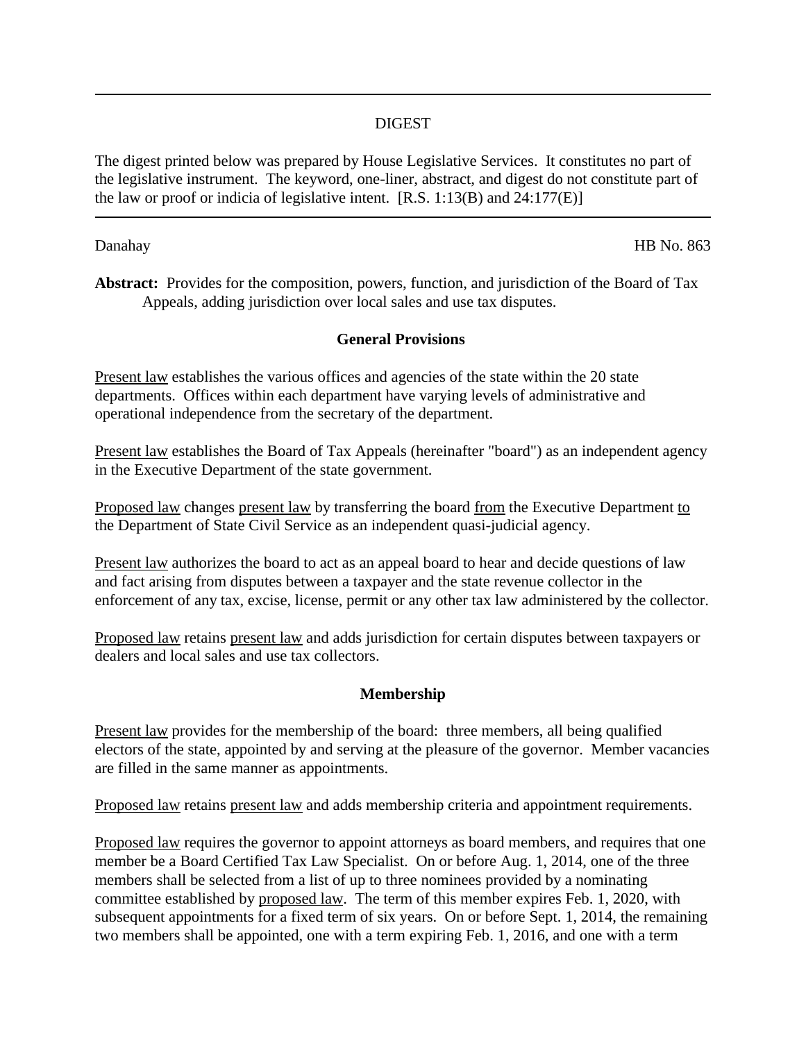DIGEST

The digest printed below was prepared by House Legislative Services. It constitutes no part of the legislative instrument. The keyword, one-liner, abstract, and digest do not constitute part of the law or proof or indicia of legislative intent. [R.S. 1:13(B) and 24:177(E)]

Danahay HB No. 863

**Abstract:** Provides for the composition, powers, function, and jurisdiction of the Board of Tax Appeals, adding jurisdiction over local sales and use tax disputes.

**General Provisions**

Present law establishes the various offices and agencies of the state within the 20 state departments. Offices within each department have varying levels of administrative and operational independence from the secretary of the department.

Present law establishes the Board of Tax Appeals (hereinafter "board") as an independent agency in the Executive Department of the state government.

Proposed law changes present law by transferring the board from the Executive Department to the Department of State Civil Service as an independent quasi-judicial agency.

Present law authorizes the board to act as an appeal board to hear and decide questions of law and fact arising from disputes between a taxpayer and the state revenue collector in the enforcement of any tax, excise, license, permit or any other tax law administered by the collector.

Proposed law retains present law and adds jurisdiction for certain disputes between taxpayers or dealers and local sales and use tax collectors.

**Membership**

Present law provides for the membership of the board: three members, all being qualified electors of the state, appointed by and serving at the pleasure of the governor. Member vacancies are filled in the same manner as appointments.

Proposed law retains present law and adds membership criteria and appointment requirements.

Proposed law requires the governor to appoint attorneys as board members, and requires that one member be a Board Certified Tax Law Specialist. On or before Aug. 1, 2014, one of the three members shall be selected from a list of up to three nominees provided by a nominating committee established by proposed law. The term of this member expires Feb. 1, 2020, with subsequent appointments for a fixed term of six years. On or before Sept. 1, 2014, the remaining two members shall be appointed, one with a term expiring Feb. 1, 2016, and one with a term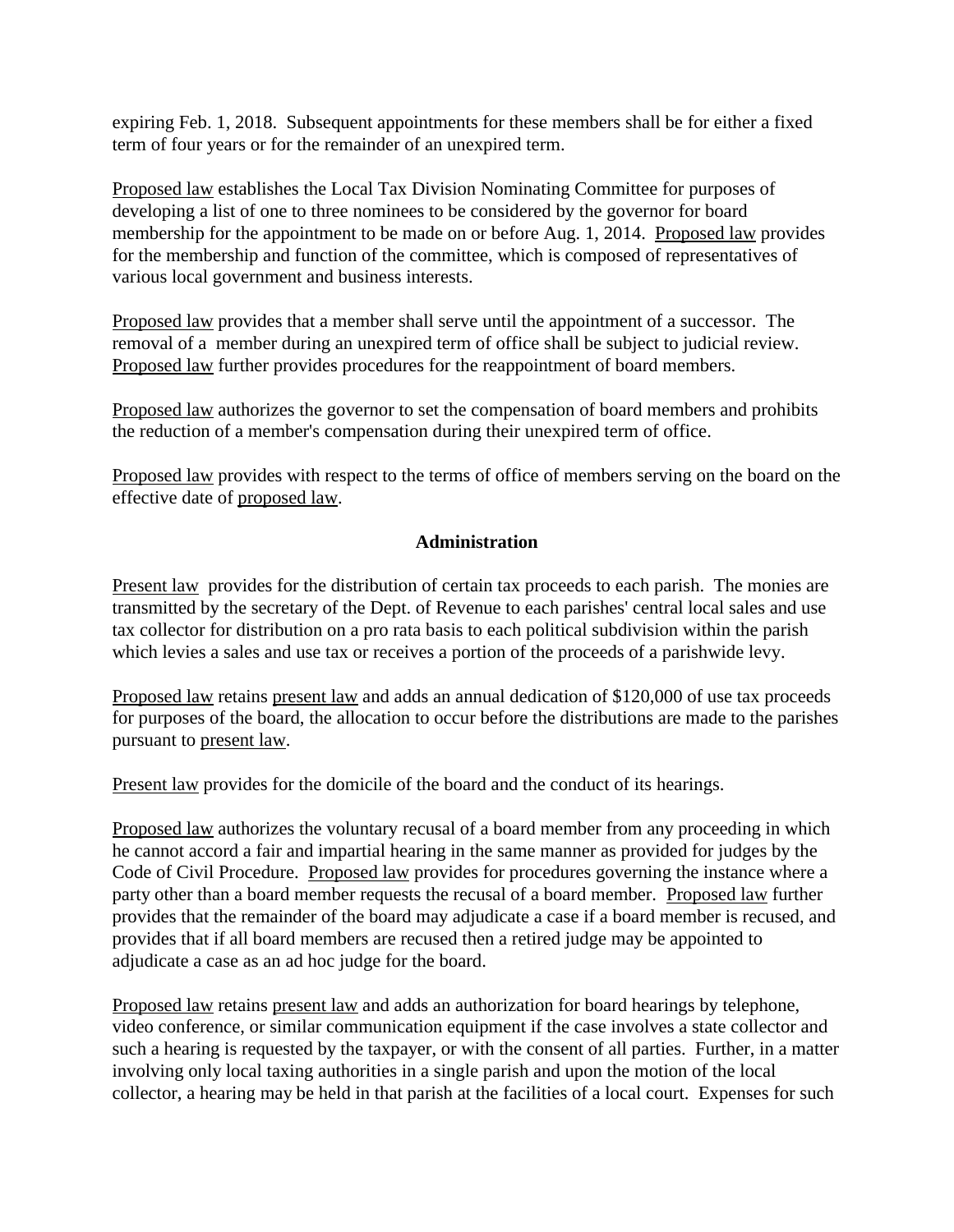expiring Feb. 1, 2018. Subsequent appointments for these members shall be for either a fixed term of four years or for the remainder of an unexpired term.

Proposed law establishes the Local Tax Division Nominating Committee for purposes of developing a list of one to three nominees to be considered by the governor for board membership for the appointment to be made on or before Aug. 1, 2014. Proposed law provides for the membership and function of the committee, which is composed of representatives of various local government and business interests.

Proposed law provides that a member shall serve until the appointment of a successor. The removal of a member during an unexpired term of office shall be subject to judicial review. Proposed law further provides procedures for the reappointment of board members.

Proposed law authorizes the governor to set the compensation of board members and prohibits the reduction of a member's compensation during their unexpired term of office.

Proposed law provides with respect to the terms of office of members serving on the board on the effective date of proposed law.

**Administration**

Present law provides for the distribution of certain tax proceeds to each parish. The monies are transmitted by the secretary of the Dept. of Revenue to each parishes' central local sales and use tax collector for distribution on a pro rata basis to each political subdivision within the parish which levies a sales and use tax or receives a portion of the proceeds of a parishwide levy.

Proposed law retains present law and adds an annual dedication of $120,000 of use tax proceeds for purposes of the board, the allocation to occur before the distributions are made to the parishes pursuant to present law.

Present law provides for the domicile of the board and the conduct of its hearings.

Proposed law authorizes the voluntary recusal of a board member from any proceeding in which he cannot accord a fair and impartial hearing in the same manner as provided for judges by the Code of Civil Procedure. Proposed law provides for procedures governing the instance where a party other than a board member requests the recusal of a board member. Proposed law further provides that the remainder of the board may adjudicate a case if a board member is recused, and provides that if all board members are recused then a retired judge may be appointed to adjudicate a case as an ad hoc judge for the board.

Proposed law retains present law and adds an authorization for board hearings by telephone, video conference, or similar communication equipment if the case involves a state collector and such a hearing is requested by the taxpayer, or with the consent of all parties. Further, in a matter involving only local taxing authorities in a single parish and upon the motion of the local collector, a hearing may be held in that parish at the facilities of a local court. Expenses for such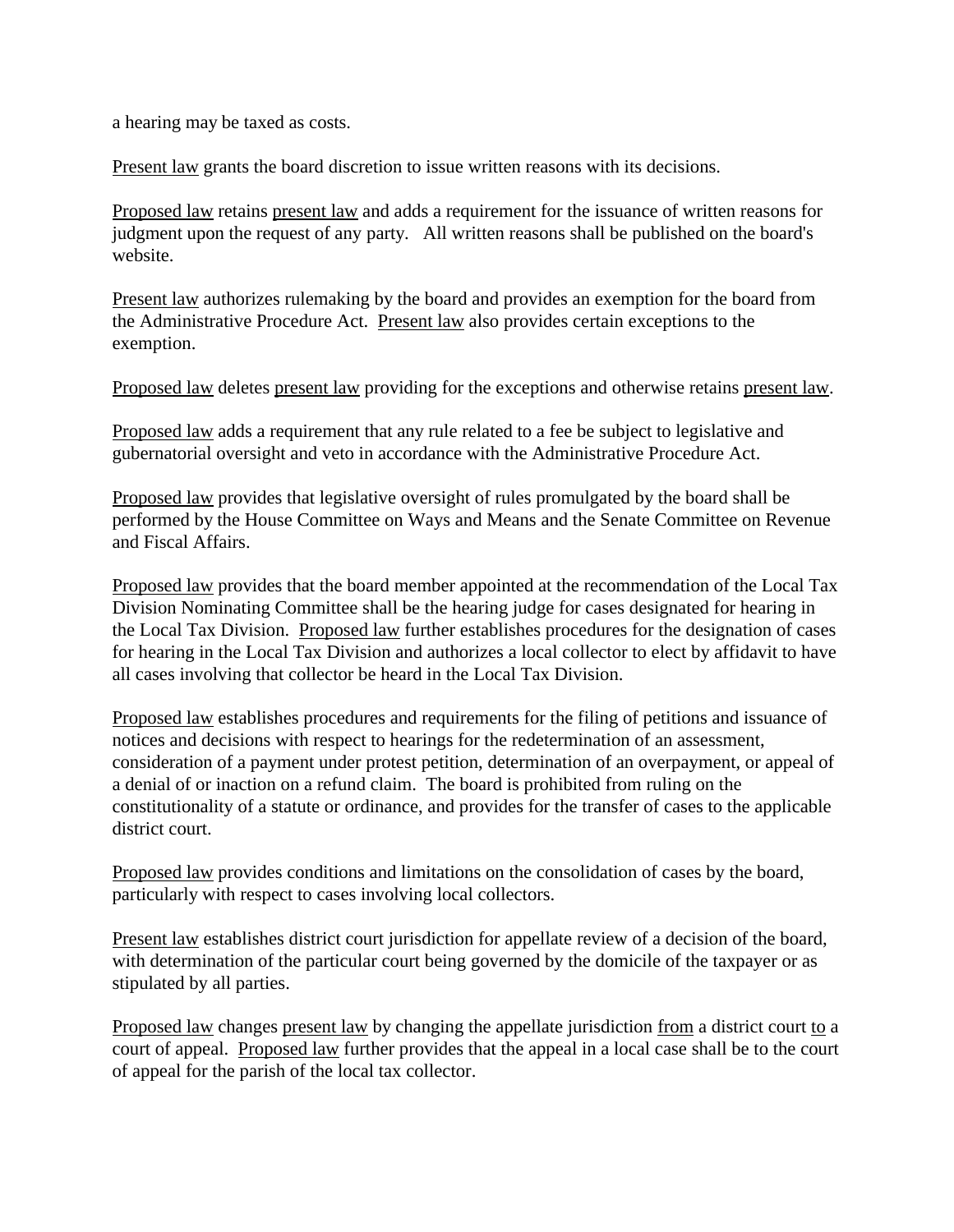a hearing may be taxed as costs.

Present law grants the board discretion to issue written reasons with its decisions.

Proposed law retains present law and adds a requirement for the issuance of written reasons for judgment upon the request of any party. All written reasons shall be published on the board's website.

Present law authorizes rulemaking by the board and provides an exemption for the board from the Administrative Procedure Act. Present law also provides certain exceptions to the exemption.

Proposed law deletes present law providing for the exceptions and otherwise retains present law.

Proposed law adds a requirement that any rule related to a fee be subject to legislative and gubernatorial oversight and veto in accordance with the Administrative Procedure Act.

Proposed law provides that legislative oversight of rules promulgated by the board shall be performed by the House Committee on Ways and Means and the Senate Committee on Revenue and Fiscal Affairs.

Proposed law provides that the board member appointed at the recommendation of the Local Tax Division Nominating Committee shall be the hearing judge for cases designated for hearing in the Local Tax Division. Proposed law further establishes procedures for the designation of cases for hearing in the Local Tax Division and authorizes a local collector to elect by affidavit to have all cases involving that collector be heard in the Local Tax Division.

Proposed law establishes procedures and requirements for the filing of petitions and issuance of notices and decisions with respect to hearings for the redetermination of an assessment, consideration of a payment under protest petition, determination of an overpayment, or appeal of a denial of or inaction on a refund claim. The board is prohibited from ruling on the constitutionality of a statute or ordinance, and provides for the transfer of cases to the applicable district court.

Proposed law provides conditions and limitations on the consolidation of cases by the board, particularly with respect to cases involving local collectors.

Present law establishes district court jurisdiction for appellate review of a decision of the board, with determination of the particular court being governed by the domicile of the taxpayer or as stipulated by all parties.

Proposed law changes present law by changing the appellate jurisdiction from a district court to a court of appeal. Proposed law further provides that the appeal in a local case shall be to the court of appeal for the parish of the local tax collector.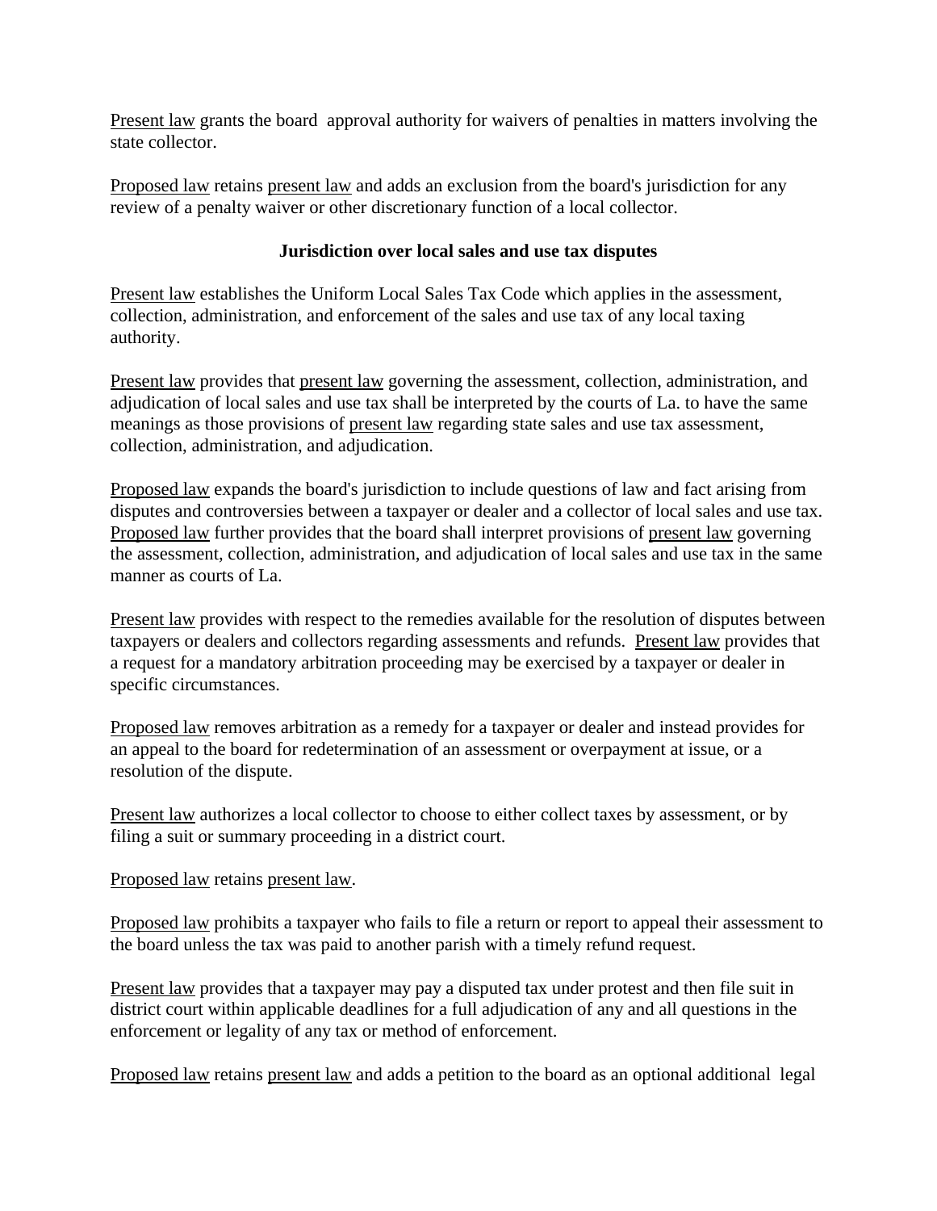Present law grants the board approval authority for waivers of penalties in matters involving the state collector.

Proposed law retains present law and adds an exclusion from the board's jurisdiction for any review of a penalty waiver or other discretionary function of a local collector.

**Jurisdiction over local sales and use tax disputes**

Present law establishes the Uniform Local Sales Tax Code which applies in the assessment, collection, administration, and enforcement of the sales and use tax of any local taxing authority.

Present law provides that present law governing the assessment, collection, administration, and adjudication of local sales and use tax shall be interpreted by the courts of La. to have the same meanings as those provisions of present law regarding state sales and use tax assessment, collection, administration, and adjudication.

Proposed law expands the board's jurisdiction to include questions of law and fact arising from disputes and controversies between a taxpayer or dealer and a collector of local sales and use tax. Proposed law further provides that the board shall interpret provisions of present law governing the assessment, collection, administration, and adjudication of local sales and use tax in the same manner as courts of La.

Present law provides with respect to the remedies available for the resolution of disputes between taxpayers or dealers and collectors regarding assessments and refunds. Present law provides that a request for a mandatory arbitration proceeding may be exercised by a taxpayer or dealer in specific circumstances.

Proposed law removes arbitration as a remedy for a taxpayer or dealer and instead provides for an appeal to the board for redetermination of an assessment or overpayment at issue, or a resolution of the dispute.

Present law authorizes a local collector to choose to either collect taxes by assessment, or by filing a suit or summary proceeding in a district court.

Proposed law retains present law.

Proposed law prohibits a taxpayer who fails to file a return or report to appeal their assessment to the board unless the tax was paid to another parish with a timely refund request.

Present law provides that a taxpayer may pay a disputed tax under protest and then file suit in district court within applicable deadlines for a full adjudication of any and all questions in the enforcement or legality of any tax or method of enforcement.

Proposed law retains present law and adds a petition to the board as an optional additional legal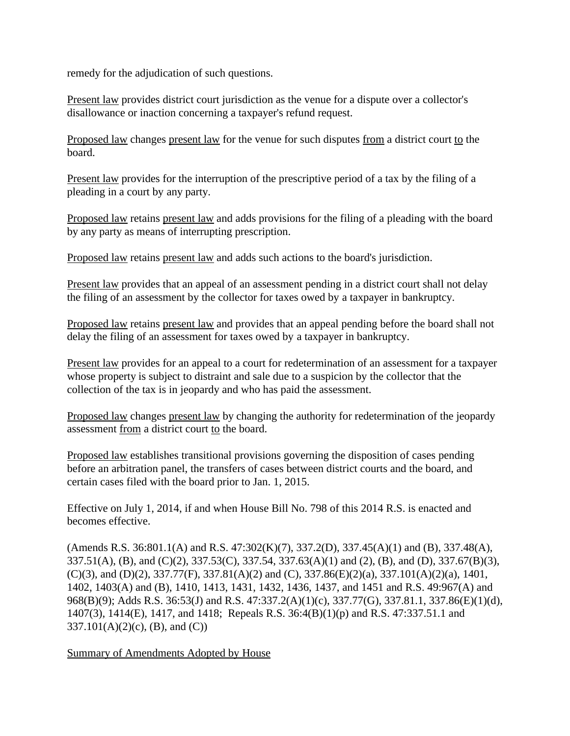remedy for the adjudication of such questions.

Present law provides district court jurisdiction as the venue for a dispute over a collector's disallowance or inaction concerning a taxpayer's refund request.

Proposed law changes present law for the venue for such disputes from a district court to the board.

Present law provides for the interruption of the prescriptive period of a tax by the filing of a pleading in a court by any party.

Proposed law retains present law and adds provisions for the filing of a pleading with the board by any party as means of interrupting prescription.

Proposed law retains present law and adds such actions to the board's jurisdiction.

Present law provides that an appeal of an assessment pending in a district court shall not delay the filing of an assessment by the collector for taxes owed by a taxpayer in bankruptcy.

Proposed law retains present law and provides that an appeal pending before the board shall not delay the filing of an assessment for taxes owed by a taxpayer in bankruptcy.

Present law provides for an appeal to a court for redetermination of an assessment for a taxpayer whose property is subject to distraint and sale due to a suspicion by the collector that the collection of the tax is in jeopardy and who has paid the assessment.

Proposed law changes present law by changing the authority for redetermination of the jeopardy assessment from a district court to the board.

Proposed law establishes transitional provisions governing the disposition of cases pending before an arbitration panel, the transfers of cases between district courts and the board, and certain cases filed with the board prior to Jan. 1, 2015.

Effective on July 1, 2014, if and when House Bill No. 798 of this 2014 R.S. is enacted and becomes effective.

(Amends R.S. 36:801.1(A) and R.S. 47:302(K)(7), 337.2(D), 337.45(A)(1) and (B), 337.48(A), 337.51(A), (B), and (C)(2), 337.53(C), 337.54, 337.63(A)(1) and (2), (B), and (D), 337.67(B)(3), (C)(3), and (D)(2), 337.77(F), 337.81(A)(2) and (C), 337.86(E)(2)(a), 337.101(A)(2)(a), 1401, 1402, 1403(A) and (B), 1410, 1413, 1431, 1432, 1436, 1437, and 1451 and R.S. 49:967(A) and 968(B)(9); Adds R.S. 36:53(J) and R.S. 47:337.2(A)(1)(c), 337.77(G), 337.81.1, 337.86(E)(1)(d), 1407(3), 1414(E), 1417, and 1418; Repeals R.S. 36:4(B)(1)(p) and R.S. 47:337.51.1 and 337.101(A)(2)(c), (B), and (C))

Summary of Amendments Adopted by House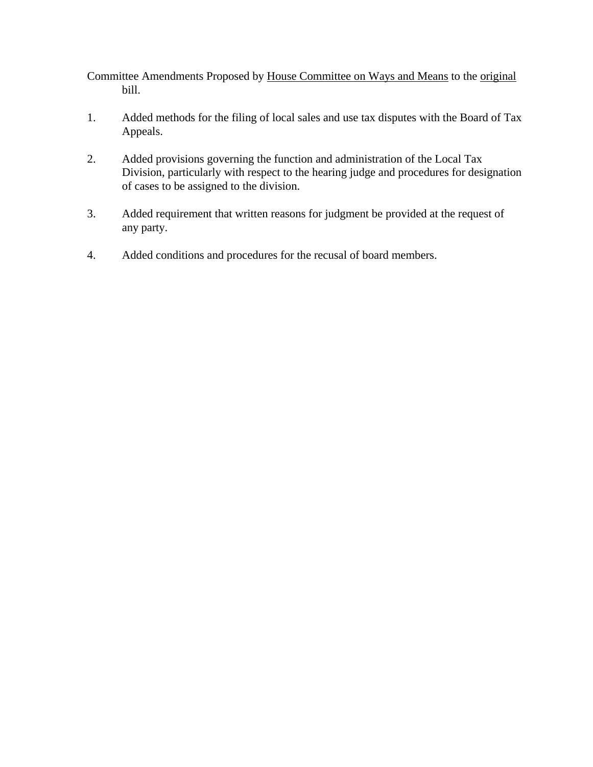Committee Amendments Proposed by House Committee on Ways and Means to the original bill.

1. Added methods for the filing of local sales and use tax disputes with the Board of Tax Appeals.

2. Added provisions governing the function and administration of the Local Tax Division, particularly with respect to the hearing judge and procedures for designation of cases to be assigned to the division.

3. Added requirement that written reasons for judgment be provided at the request of any party.

4. Added conditions and procedures for the recusal of board members.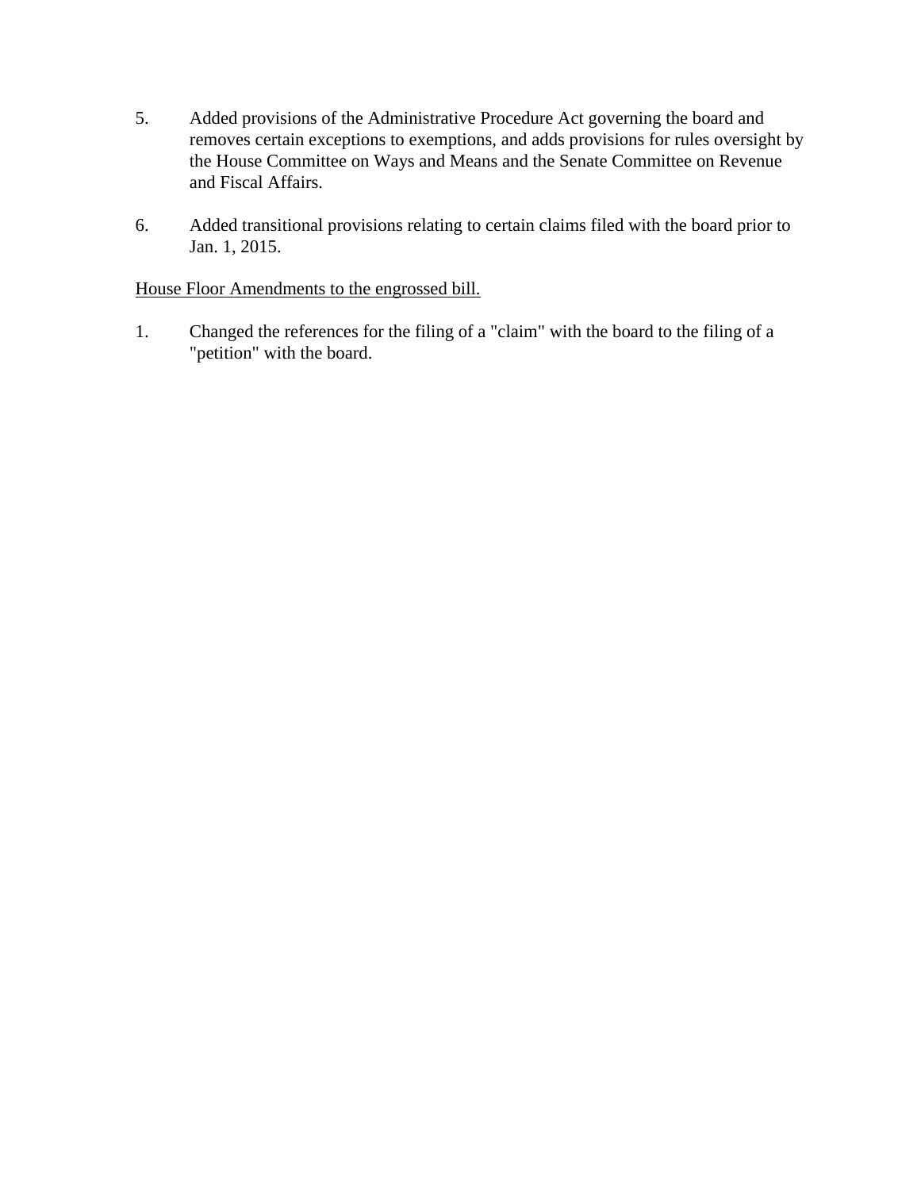5. Added provisions of the Administrative Procedure Act governing the board and removes certain exceptions to exemptions, and adds provisions for rules oversight by the House Committee on Ways and Means and the Senate Committee on Revenue and Fiscal Affairs.

6. Added transitional provisions relating to certain claims filed with the board prior to Jan. 1, 2015.

<u>House Floor Amendments to the engrossed bill.</u>

1. Changed the references for the filing of a "claim" with the board to the filing of a "petition" with the board.